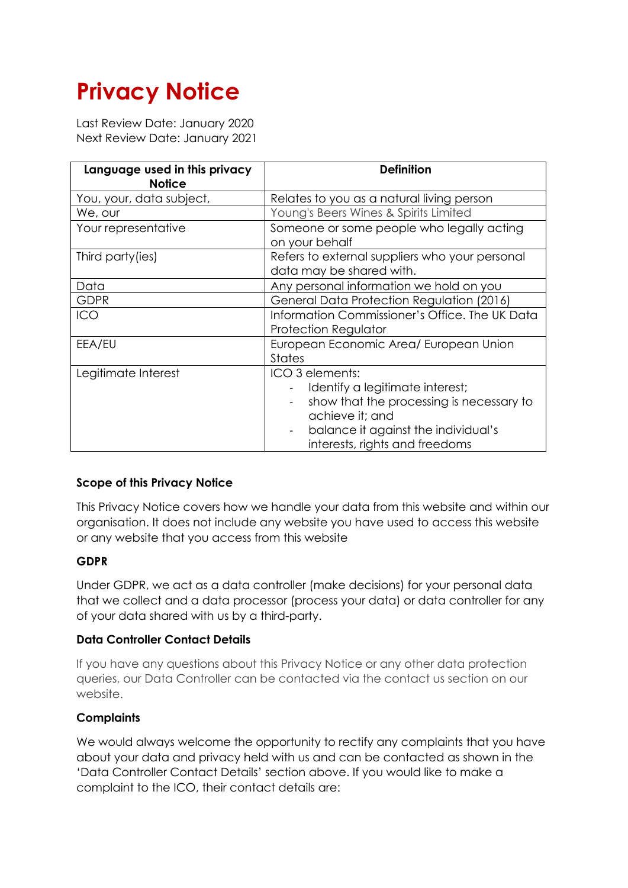# Privacy Notice

Last Review Date: January 2020
Next Review Date: January 2021

| Language used in this privacy Notice | Definition |
|---|---|
| You, your, data subject, | Relates to you as a natural living person |
| We, our | Young's Beers Wines & Spirits Limited |
| Your representative | Someone or some people who legally acting on your behalf |
| Third party(ies) | Refers to external suppliers who your personal data may be shared with. |
| Data | Any personal information we hold on you |
| GDPR | General Data Protection Regulation (2016) |
| ICO | Information Commissioner's Office. The UK Data Protection Regulator |
| EEA/EU | European Economic Area/ European Union States |
| Legitimate Interest | ICO 3 elements:<br>- Identify a legitimate interest;<br>- show that the processing is necessary to achieve it; and<br>- balance it against the individual's interests, rights and freedoms |

**Scope of this Privacy Notice**

This Privacy Notice covers how we handle your data from this website and within our organisation. It does not include any website you have used to access this website or any website that you access from this website

**GDPR**

Under GDPR, we act as a data controller (make decisions) for your personal data that we collect and a data processor (process your data) or data controller for any of your data shared with us by a third-party.

**Data Controller Contact Details**

If you have any questions about this Privacy Notice or any other data protection queries, our Data Controller can be contacted via the contact us section on our website.

**Complaints**

We would always welcome the opportunity to rectify any complaints that you have about your data and privacy held with us and can be contacted as shown in the 'Data Controller Contact Details' section above. If you would like to make a complaint to the ICO, their contact details are: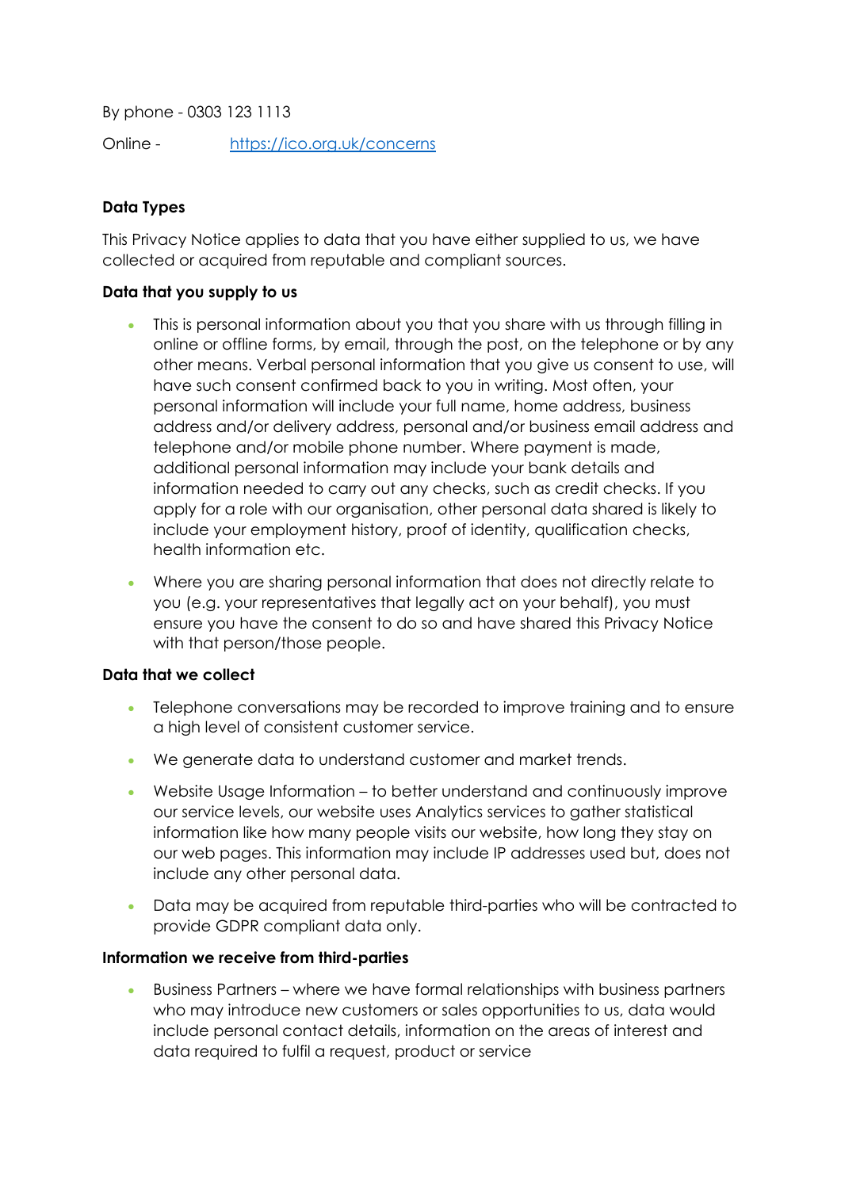By phone - 0303 123 1113

Online - https://ico.org.uk/concerns

**Data Types**

This Privacy Notice applies to data that you have either supplied to us, we have collected or acquired from reputable and compliant sources.

**Data that you supply to us**

- This is personal information about you that you share with us through filling in online or offline forms, by email, through the post, on the telephone or by any other means. Verbal personal information that you give us consent to use, will have such consent confirmed back to you in writing. Most often, your personal information will include your full name, home address, business address and/or delivery address, personal and/or business email address and telephone and/or mobile phone number. Where payment is made, additional personal information may include your bank details and information needed to carry out any checks, such as credit checks. If you apply for a role with our organisation, other personal data shared is likely to include your employment history, proof of identity, qualification checks, health information etc.
- Where you are sharing personal information that does not directly relate to you (e.g. your representatives that legally act on your behalf), you must ensure you have the consent to do so and have shared this Privacy Notice with that person/those people.

**Data that we collect**

- Telephone conversations may be recorded to improve training and to ensure a high level of consistent customer service.
- We generate data to understand customer and market trends.
- Website Usage Information – to better understand and continuously improve our service levels, our website uses Analytics services to gather statistical information like how many people visits our website, how long they stay on our web pages. This information may include IP addresses used but, does not include any other personal data.
- Data may be acquired from reputable third-parties who will be contracted to provide GDPR compliant data only.

**Information we receive from third-parties**

- Business Partners – where we have formal relationships with business partners who may introduce new customers or sales opportunities to us, data would include personal contact details, information on the areas of interest and data required to fulfil a request, product or service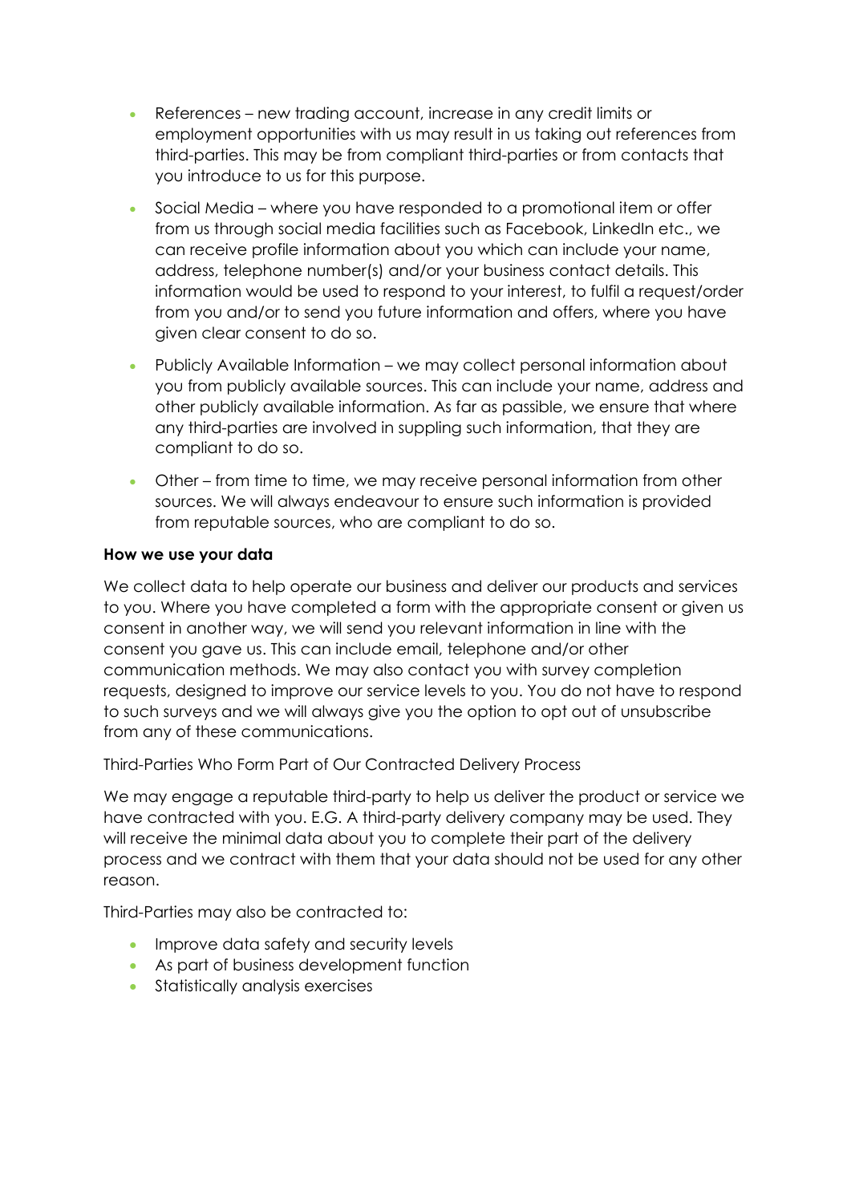- References – new trading account, increase in any credit limits or employment opportunities with us may result in us taking out references from third-parties. This may be from compliant third-parties or from contacts that you introduce to us for this purpose.
- Social Media – where you have responded to a promotional item or offer from us through social media facilities such as Facebook, LinkedIn etc., we can receive profile information about you which can include your name, address, telephone number(s) and/or your business contact details. This information would be used to respond to your interest, to fulfil a request/order from you and/or to send you future information and offers, where you have given clear consent to do so.
- Publicly Available Information – we may collect personal information about you from publicly available sources. This can include your name, address and other publicly available information. As far as passible, we ensure that where any third-parties are involved in suppling such information, that they are compliant to do so.
- Other – from time to time, we may receive personal information from other sources. We will always endeavour to ensure such information is provided from reputable sources, who are compliant to do so.

**How we use your data**

We collect data to help operate our business and deliver our products and services to you. Where you have completed a form with the appropriate consent or given us consent in another way, we will send you relevant information in line with the consent you gave us. This can include email, telephone and/or other communication methods. We may also contact you with survey completion requests, designed to improve our service levels to you. You do not have to respond to such surveys and we will always give you the option to opt out of unsubscribe from any of these communications.

Third-Parties Who Form Part of Our Contracted Delivery Process

We may engage a reputable third-party to help us deliver the product or service we have contracted with you. E.G. A third-party delivery company may be used. They will receive the minimal data about you to complete their part of the delivery process and we contract with them that your data should not be used for any other reason.

Third-Parties may also be contracted to:

- Improve data safety and security levels
- As part of business development function
- Statistically analysis exercises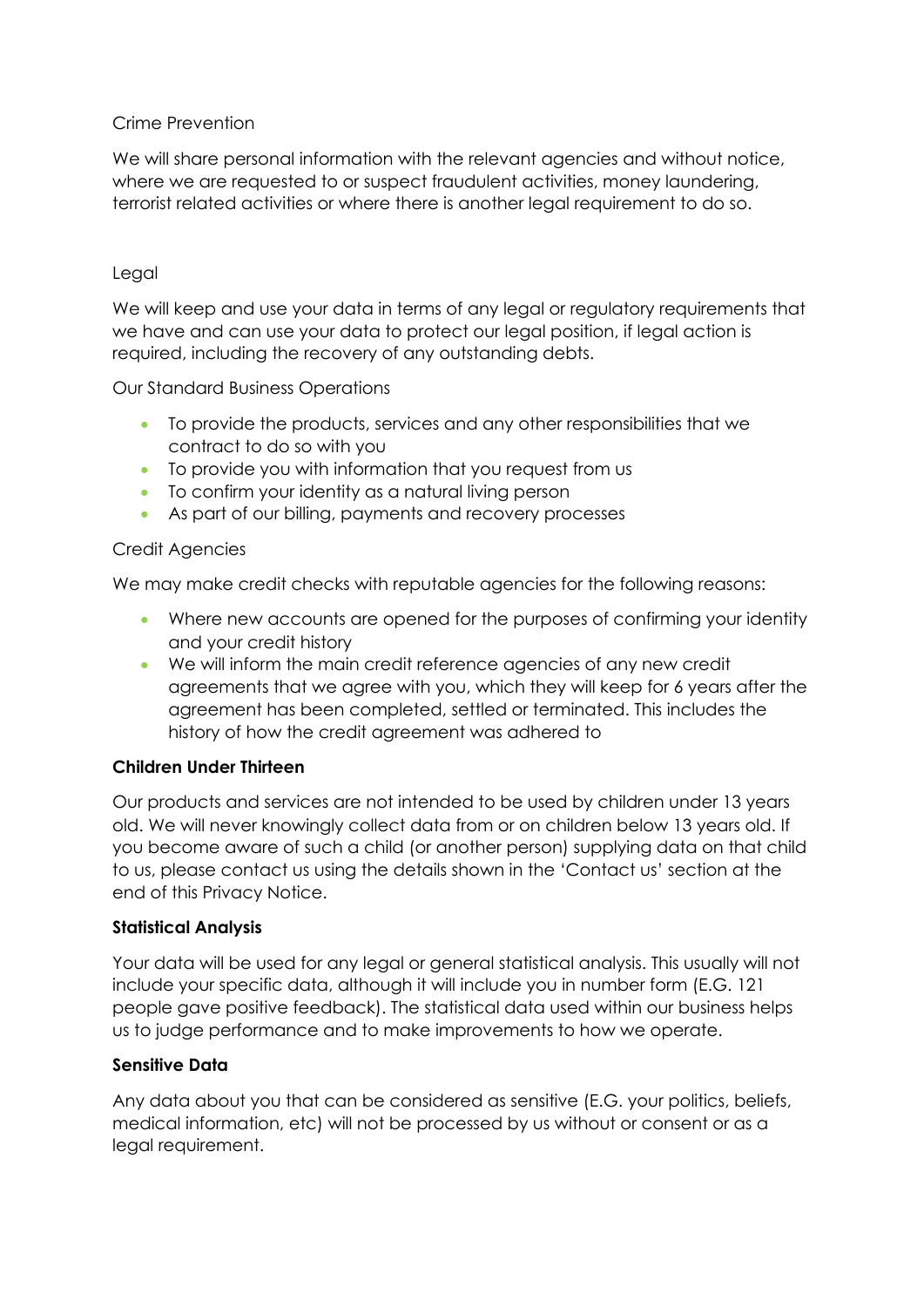Crime Prevention

We will share personal information with the relevant agencies and without notice, where we are requested to or suspect fraudulent activities, money laundering, terrorist related activities or where there is another legal requirement to do so.

Legal

We will keep and use your data in terms of any legal or regulatory requirements that we have and can use your data to protect our legal position, if legal action is required, including the recovery of any outstanding debts.

Our Standard Business Operations

- To provide the products, services and any other responsibilities that we contract to do so with you
- To provide you with information that you request from us
- To confirm your identity as a natural living person
- As part of our billing, payments and recovery processes

Credit Agencies

We may make credit checks with reputable agencies for the following reasons:

- Where new accounts are opened for the purposes of confirming your identity and your credit history
- We will inform the main credit reference agencies of any new credit agreements that we agree with you, which they will keep for 6 years after the agreement has been completed, settled or terminated. This includes the history of how the credit agreement was adhered to

**Children Under Thirteen**

Our products and services are not intended to be used by children under 13 years old. We will never knowingly collect data from or on children below 13 years old. If you become aware of such a child (or another person) supplying data on that child to us, please contact us using the details shown in the 'Contact us' section at the end of this Privacy Notice.

**Statistical Analysis**

Your data will be used for any legal or general statistical analysis. This usually will not include your specific data, although it will include you in number form (E.G. 121 people gave positive feedback). The statistical data used within our business helps us to judge performance and to make improvements to how we operate.

**Sensitive Data**

Any data about you that can be considered as sensitive (E.G. your politics, beliefs, medical information, etc) will not be processed by us without or consent or as a legal requirement.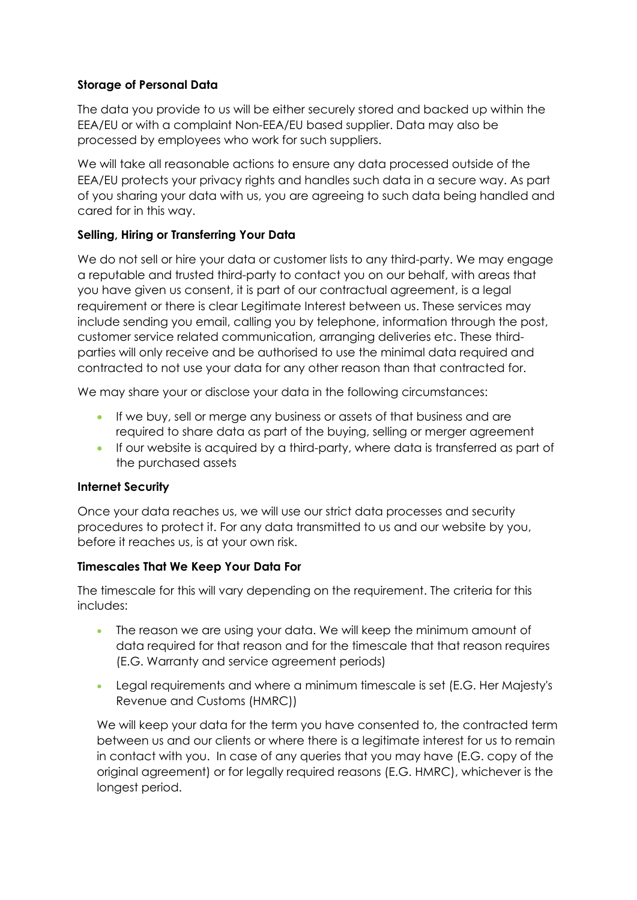**Storage of Personal Data**

The data you provide to us will be either securely stored and backed up within the EEA/EU or with a complaint Non-EEA/EU based supplier. Data may also be processed by employees who work for such suppliers.

We will take all reasonable actions to ensure any data processed outside of the EEA/EU protects your privacy rights and handles such data in a secure way. As part of you sharing your data with us, you are agreeing to such data being handled and cared for in this way.

**Selling, Hiring or Transferring Your Data**

We do not sell or hire your data or customer lists to any third-party. We may engage a reputable and trusted third-party to contact you on our behalf, with areas that you have given us consent, it is part of our contractual agreement, is a legal requirement or there is clear Legitimate Interest between us. These services may include sending you email, calling you by telephone, information through the post, customer service related communication, arranging deliveries etc. These third-parties will only receive and be authorised to use the minimal data required and contracted to not use your data for any other reason than that contracted for.

We may share your or disclose your data in the following circumstances:

- If we buy, sell or merge any business or assets of that business and are required to share data as part of the buying, selling or merger agreement
- If our website is acquired by a third-party, where data is transferred as part of the purchased assets

**Internet Security**

Once your data reaches us, we will use our strict data processes and security procedures to protect it. For any data transmitted to us and our website by you, before it reaches us, is at your own risk.

**Timescales That We Keep Your Data For**

The timescale for this will vary depending on the requirement. The criteria for this includes:

- The reason we are using your data. We will keep the minimum amount of data required for that reason and for the timescale that that reason requires (E.G. Warranty and service agreement periods)
- Legal requirements and where a minimum timescale is set (E.G. Her Majesty's Revenue and Customs (HMRC))

We will keep your data for the term you have consented to, the contracted term between us and our clients or where there is a legitimate interest for us to remain in contact with you. In case of any queries that you may have (E.G. copy of the original agreement) or for legally required reasons (E.G. HMRC), whichever is the longest period.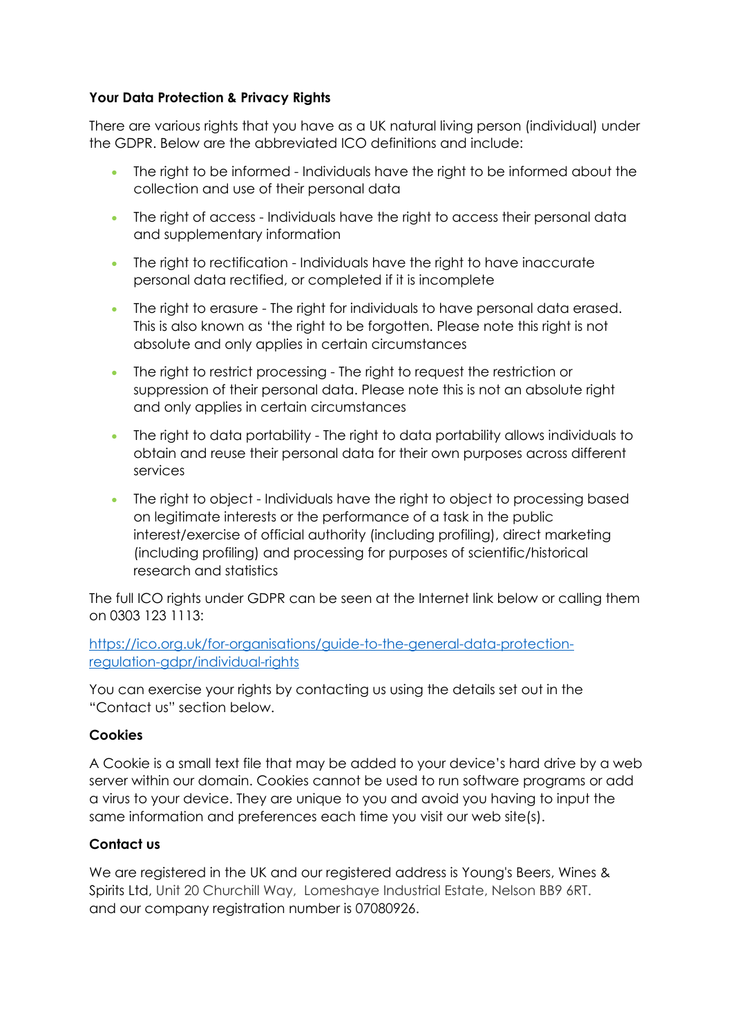**Your Data Protection & Privacy Rights**

There are various rights that you have as a UK natural living person (individual) under the GDPR. Below are the abbreviated ICO definitions and include:

- The right to be informed - Individuals have the right to be informed about the collection and use of their personal data
- The right of access - Individuals have the right to access their personal data and supplementary information
- The right to rectification - Individuals have the right to have inaccurate personal data rectified, or completed if it is incomplete
- The right to erasure - The right for individuals to have personal data erased. This is also known as 'the right to be forgotten. Please note this right is not absolute and only applies in certain circumstances
- The right to restrict processing - The right to request the restriction or suppression of their personal data. Please note this is not an absolute right and only applies in certain circumstances
- The right to data portability - The right to data portability allows individuals to obtain and reuse their personal data for their own purposes across different services
- The right to object - Individuals have the right to object to processing based on legitimate interests or the performance of a task in the public interest/exercise of official authority (including profiling), direct marketing (including profiling) and processing for purposes of scientific/historical research and statistics

The full ICO rights under GDPR can be seen at the Internet link below or calling them on 0303 123 1113:

[https://ico.org.uk/for-organisations/guide-to-the-general-data-protection-regulation-gdpr/individual-rights](https://ico.org.uk/for-organisations/guide-to-the-general-data-protection-regulation-gdpr/individual-rights)

You can exercise your rights by contacting us using the details set out in the "Contact us" section below.

**Cookies**

A Cookie is a small text file that may be added to your device's hard drive by a web server within our domain. Cookies cannot be used to run software programs or add a virus to your device. They are unique to you and avoid you having to input the same information and preferences each time you visit our web site(s).

**Contact us**

We are registered in the UK and our registered address is Young's Beers, Wines & Spirits Ltd, Unit 20 Churchill Way, Lomeshaye Industrial Estate, Nelson BB9 6RT. and our company registration number is 07080926.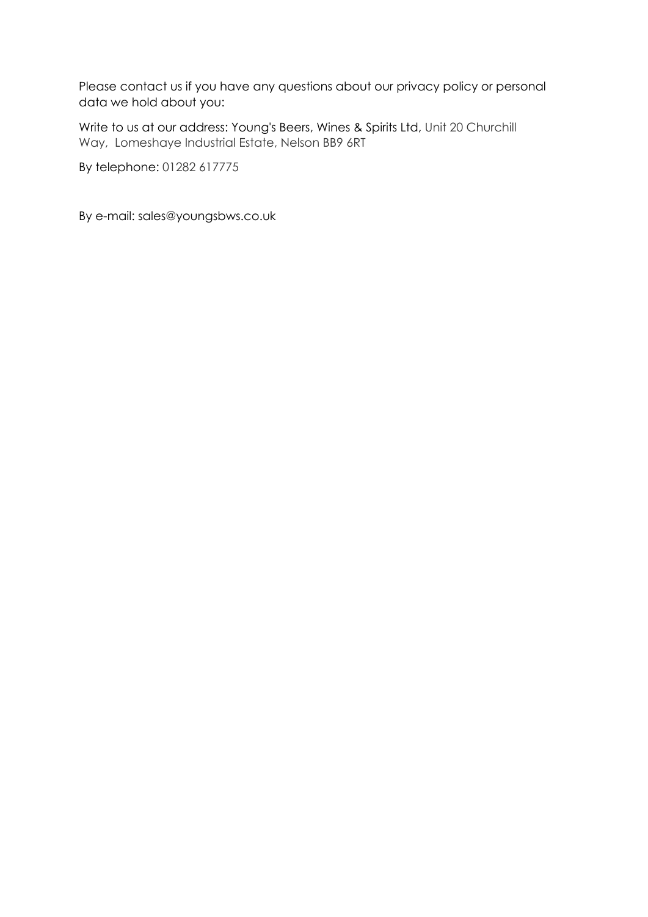Please contact us if you have any questions about our privacy policy or personal data we hold about you:

Write to us at our address: Young's Beers, Wines & Spirits Ltd, Unit 20 Churchill Way, Lomeshaye Industrial Estate, Nelson BB9 6RT

By telephone: 01282 617775

By e-mail: sales@youngsbws.co.uk